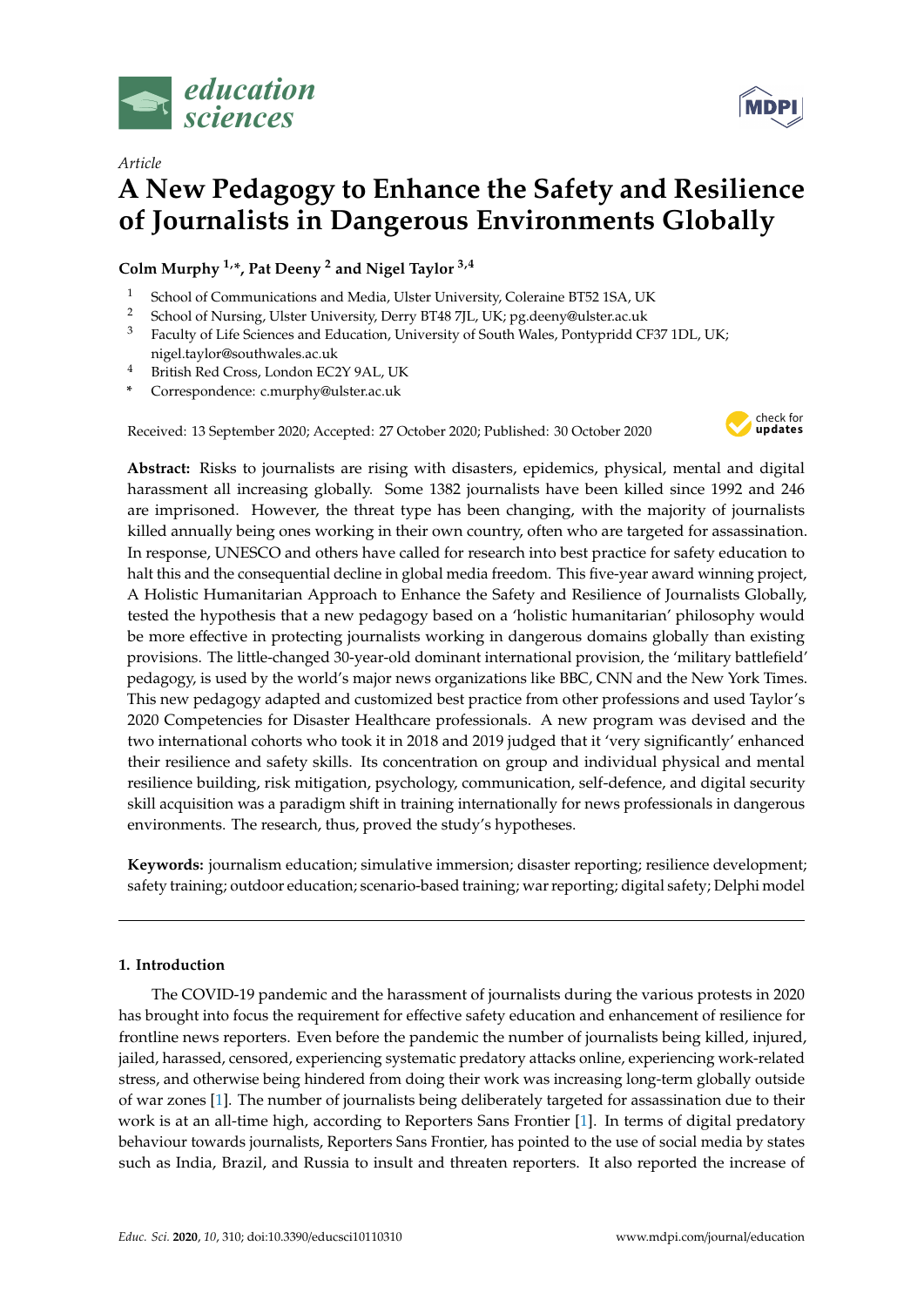*Article*

# A New Pedagogy to Enhance the Safety and Resilience of Journalists in Dangerous Environments Globally

**Colm Murphy [1,*], Pat Deeny [2] and Nigel Taylor [3,4]**

1 School of Communications and Media, Ulster University, Coleraine BT52 1SA, UK
2 School of Nursing, Ulster University, Derry BT48 7JL, UK; pg.deeny@ulster.ac.uk
3 Faculty of Life Sciences and Education, University of South Wales, Pontypridd CF37 1DL, UK; nigel.taylor@southwales.ac.uk
4 British Red Cross, London EC2Y 9AL, UK
* Correspondence: c.murphy@ulster.ac.uk

Received: 13 September 2020; Accepted: 27 October 2020; Published: 30 October 2020

**Abstract:** Risks to journalists are rising with disasters, epidemics, physical, mental and digital harassment all increasing globally. Some 1382 journalists have been killed since 1992 and 246 are imprisoned. However, the threat type has been changing, with the majority of journalists killed annually being ones working in their own country, often who are targeted for assassination. In response, UNESCO and others have called for research into best practice for safety education to halt this and the consequential decline in global media freedom. This five-year award winning project, A Holistic Humanitarian Approach to Enhance the Safety and Resilience of Journalists Globally, tested the hypothesis that a new pedagogy based on a 'holistic humanitarian' philosophy would be more effective in protecting journalists working in dangerous domains globally than existing provisions. The little-changed 30-year-old dominant international provision, the 'military battlefield' pedagogy, is used by the world's major news organizations like BBC, CNN and the New York Times. This new pedagogy adapted and customized best practice from other professions and used Taylor's 2020 Competencies for Disaster Healthcare professionals. A new program was devised and the two international cohorts who took it in 2018 and 2019 judged that it 'very significantly' enhanced their resilience and safety skills. Its concentration on group and individual physical and mental resilience building, risk mitigation, psychology, communication, self-defence, and digital security skill acquisition was a paradigm shift in training internationally for news professionals in dangerous environments. The research, thus, proved the study's hypotheses.

**Keywords:** journalism education; simulative immersion; disaster reporting; resilience development; safety training; outdoor education; scenario-based training; war reporting; digital safety; Delphi model

## 1. Introduction

The COVID-19 pandemic and the harassment of journalists during the various protests in 2020 has brought into focus the requirement for effective safety education and enhancement of resilience for frontline news reporters. Even before the pandemic the number of journalists being killed, injured, jailed, harassed, censored, experiencing systematic predatory attacks online, experiencing work-related stress, and otherwise being hindered from doing their work was increasing long-term globally outside of war zones [1]. The number of journalists being deliberately targeted for assassination due to their work is at an all-time high, according to Reporters Sans Frontier [1]. In terms of digital predatory behaviour towards journalists, Reporters Sans Frontier, has pointed to the use of social media by states such as India, Brazil, and Russia to insult and threaten reporters. It also reported the increase of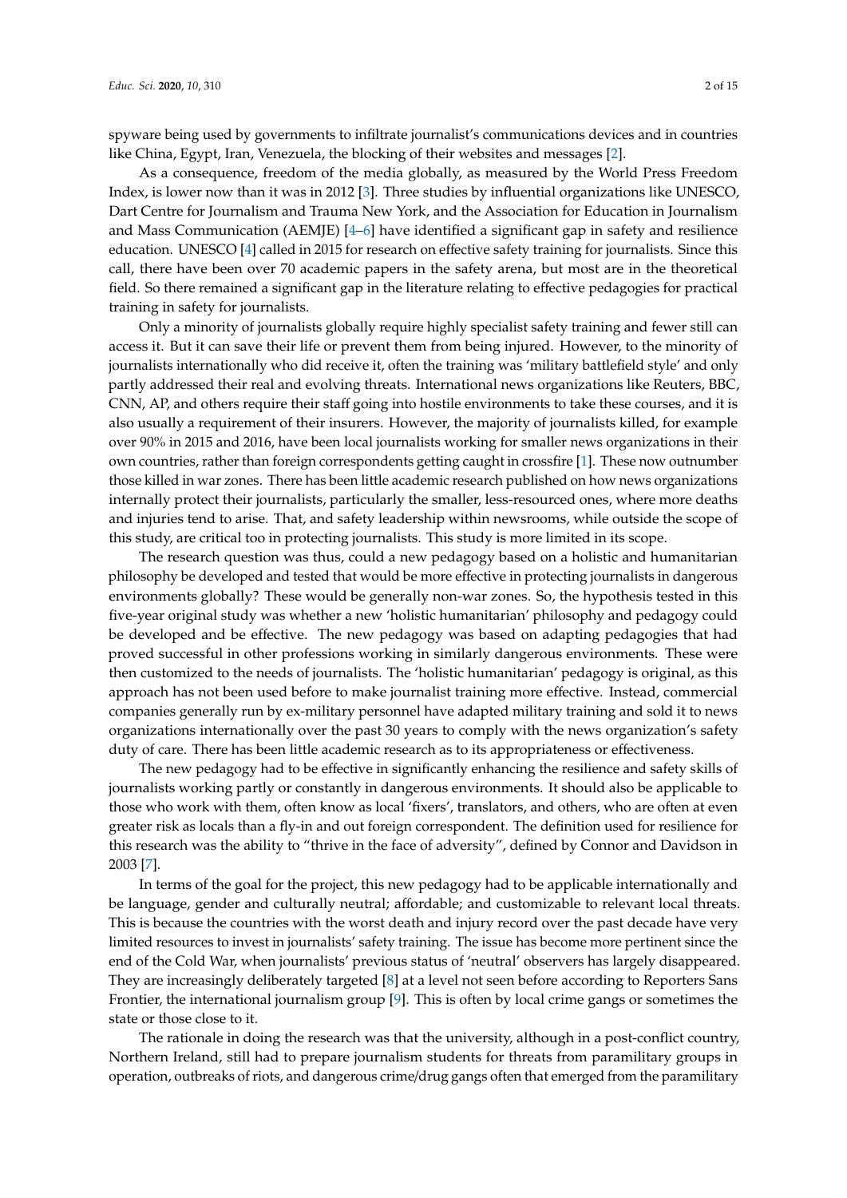spyware being used by governments to infiltrate journalist's communications devices and in countries like China, Egypt, Iran, Venezuela, the blocking of their websites and messages [2].

As a consequence, freedom of the media globally, as measured by the World Press Freedom Index, is lower now than it was in 2012 [3]. Three studies by influential organizations like UNESCO, Dart Centre for Journalism and Trauma New York, and the Association for Education in Journalism and Mass Communication (AEMJE) [4–6] have identified a significant gap in safety and resilience education. UNESCO [4] called in 2015 for research on effective safety training for journalists. Since this call, there have been over 70 academic papers in the safety arena, but most are in the theoretical field. So there remained a significant gap in the literature relating to effective pedagogies for practical training in safety for journalists.

Only a minority of journalists globally require highly specialist safety training and fewer still can access it. But it can save their life or prevent them from being injured. However, to the minority of journalists internationally who did receive it, often the training was 'military battlefield style' and only partly addressed their real and evolving threats. International news organizations like Reuters, BBC, CNN, AP, and others require their staff going into hostile environments to take these courses, and it is also usually a requirement of their insurers. However, the majority of journalists killed, for example over 90% in 2015 and 2016, have been local journalists working for smaller news organizations in their own countries, rather than foreign correspondents getting caught in crossfire [1]. These now outnumber those killed in war zones. There has been little academic research published on how news organizations internally protect their journalists, particularly the smaller, less-resourced ones, where more deaths and injuries tend to arise. That, and safety leadership within newsrooms, while outside the scope of this study, are critical too in protecting journalists. This study is more limited in its scope.

The research question was thus, could a new pedagogy based on a holistic and humanitarian philosophy be developed and tested that would be more effective in protecting journalists in dangerous environments globally? These would be generally non-war zones. So, the hypothesis tested in this five-year original study was whether a new 'holistic humanitarian' philosophy and pedagogy could be developed and be effective. The new pedagogy was based on adapting pedagogies that had proved successful in other professions working in similarly dangerous environments. These were then customized to the needs of journalists. The 'holistic humanitarian' pedagogy is original, as this approach has not been used before to make journalist training more effective. Instead, commercial companies generally run by ex-military personnel have adapted military training and sold it to news organizations internationally over the past 30 years to comply with the news organization's safety duty of care. There has been little academic research as to its appropriateness or effectiveness.

The new pedagogy had to be effective in significantly enhancing the resilience and safety skills of journalists working partly or constantly in dangerous environments. It should also be applicable to those who work with them, often know as local 'fixers', translators, and others, who are often at even greater risk as locals than a fly-in and out foreign correspondent. The definition used for resilience for this research was the ability to "thrive in the face of adversity", defined by Connor and Davidson in 2003 [7].

In terms of the goal for the project, this new pedagogy had to be applicable internationally and be language, gender and culturally neutral; affordable; and customizable to relevant local threats. This is because the countries with the worst death and injury record over the past decade have very limited resources to invest in journalists' safety training. The issue has become more pertinent since the end of the Cold War, when journalists' previous status of 'neutral' observers has largely disappeared. They are increasingly deliberately targeted [8] at a level not seen before according to Reporters Sans Frontier, the international journalism group [9]. This is often by local crime gangs or sometimes the state or those close to it.

The rationale in doing the research was that the university, although in a post-conflict country, Northern Ireland, still had to prepare journalism students for threats from paramilitary groups in operation, outbreaks of riots, and dangerous crime/drug gangs often that emerged from the paramilitary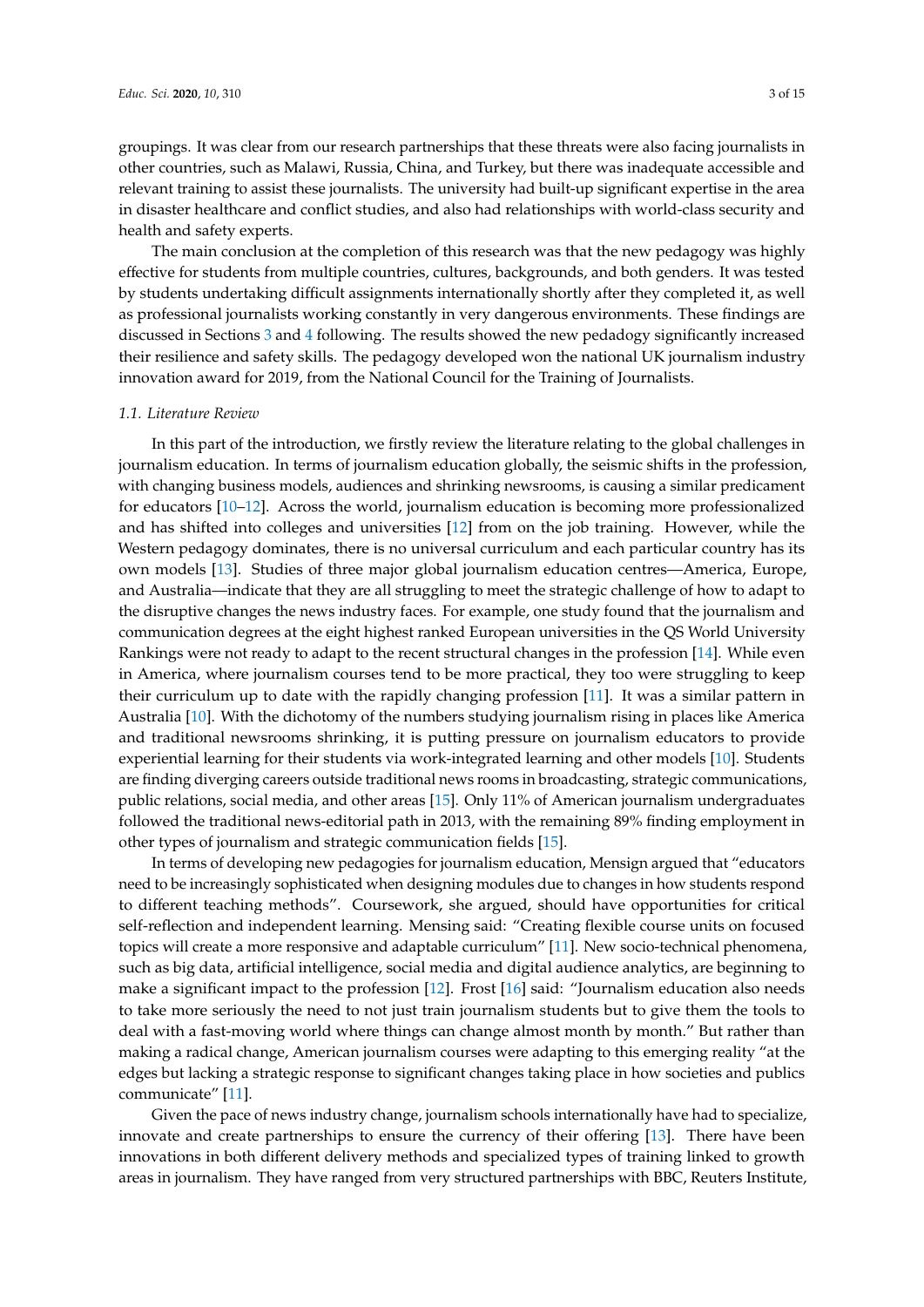groupings. It was clear from our research partnerships that these threats were also facing journalists in other countries, such as Malawi, Russia, China, and Turkey, but there was inadequate accessible and relevant training to assist these journalists. The university had built-up significant expertise in the area in disaster healthcare and conflict studies, and also had relationships with world-class security and health and safety experts.

The main conclusion at the completion of this research was that the new pedagogy was highly effective for students from multiple countries, cultures, backgrounds, and both genders. It was tested by students undertaking difficult assignments internationally shortly after they completed it, as well as professional journalists working constantly in very dangerous environments. These findings are discussed in Sections 3 and 4 following. The results showed the new pedadogy significantly increased their resilience and safety skills. The pedagogy developed won the national UK journalism industry innovation award for 2019, from the National Council for the Training of Journalists.

### 1.1. Literature Review

In this part of the introduction, we firstly review the literature relating to the global challenges in journalism education. In terms of journalism education globally, the seismic shifts in the profession, with changing business models, audiences and shrinking newsrooms, is causing a similar predicament for educators [10–12]. Across the world, journalism education is becoming more professionalized and has shifted into colleges and universities [12] from on the job training. However, while the Western pedagogy dominates, there is no universal curriculum and each particular country has its own models [13]. Studies of three major global journalism education centres—America, Europe, and Australia—indicate that they are all struggling to meet the strategic challenge of how to adapt to the disruptive changes the news industry faces. For example, one study found that the journalism and communication degrees at the eight highest ranked European universities in the QS World University Rankings were not ready to adapt to the recent structural changes in the profession [14]. While even in America, where journalism courses tend to be more practical, they too were struggling to keep their curriculum up to date with the rapidly changing profession [11]. It was a similar pattern in Australia [10]. With the dichotomy of the numbers studying journalism rising in places like America and traditional newsrooms shrinking, it is putting pressure on journalism educators to provide experiential learning for their students via work-integrated learning and other models [10]. Students are finding diverging careers outside traditional news rooms in broadcasting, strategic communications, public relations, social media, and other areas [15]. Only 11% of American journalism undergraduates followed the traditional news-editorial path in 2013, with the remaining 89% finding employment in other types of journalism and strategic communication fields [15].

In terms of developing new pedagogies for journalism education, Mensign argued that "educators need to be increasingly sophisticated when designing modules due to changes in how students respond to different teaching methods". Coursework, she argued, should have opportunities for critical self-reflection and independent learning. Mensing said: "Creating flexible course units on focused topics will create a more responsive and adaptable curriculum" [11]. New socio-technical phenomena, such as big data, artificial intelligence, social media and digital audience analytics, are beginning to make a significant impact to the profession [12]. Frost [16] said: "Journalism education also needs to take more seriously the need to not just train journalism students but to give them the tools to deal with a fast-moving world where things can change almost month by month." But rather than making a radical change, American journalism courses were adapting to this emerging reality "at the edges but lacking a strategic response to significant changes taking place in how societies and publics communicate" [11].

Given the pace of news industry change, journalism schools internationally have had to specialize, innovate and create partnerships to ensure the currency of their offering [13]. There have been innovations in both different delivery methods and specialized types of training linked to growth areas in journalism. They have ranged from very structured partnerships with BBC, Reuters Institute,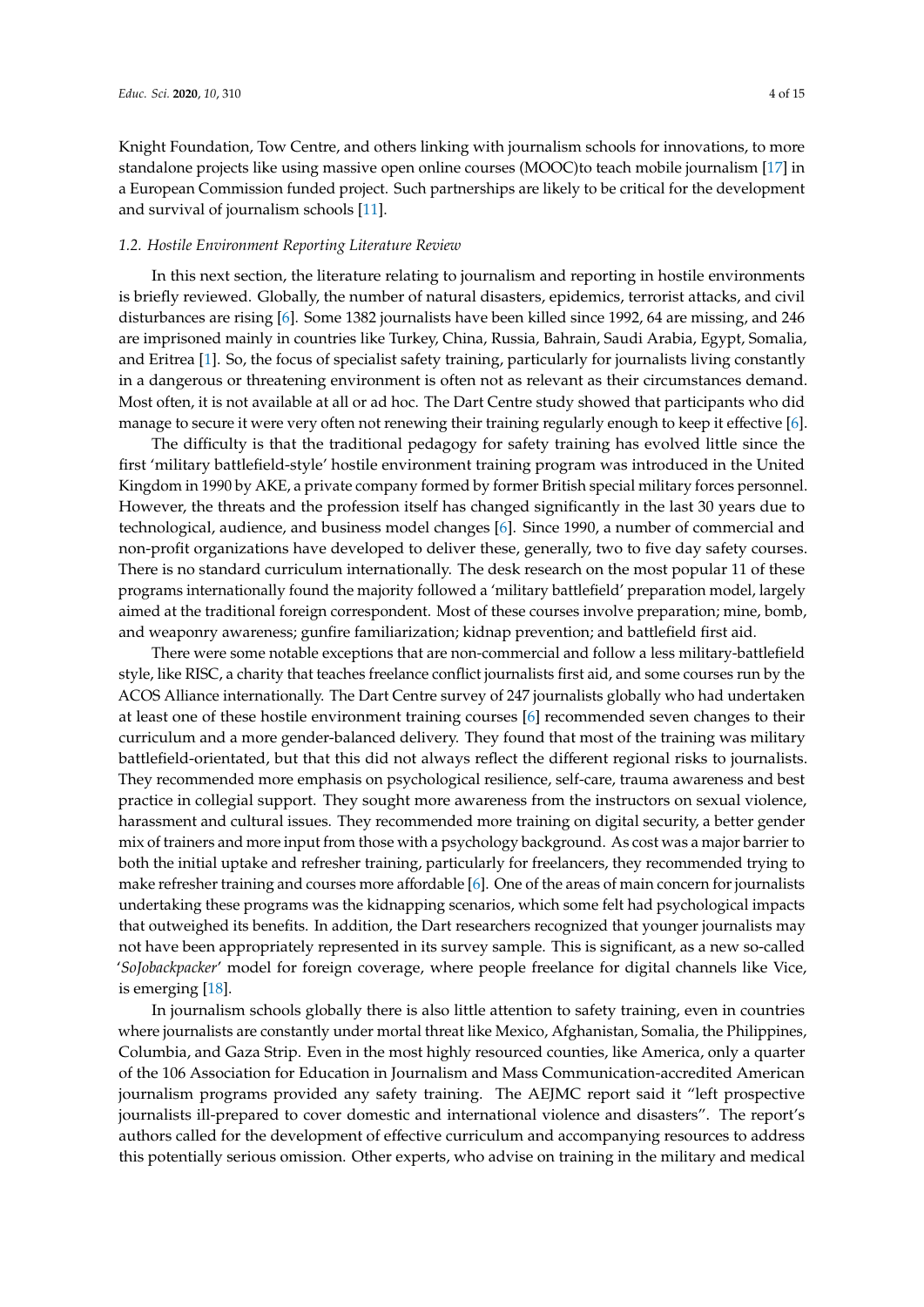Knight Foundation, Tow Centre, and others linking with journalism schools for innovations, to more standalone projects like using massive open online courses (MOOC)to teach mobile journalism [17] in a European Commission funded project. Such partnerships are likely to be critical for the development and survival of journalism schools [11].

### *1.2. Hostile Environment Reporting Literature Review*

In this next section, the literature relating to journalism and reporting in hostile environments is briefly reviewed. Globally, the number of natural disasters, epidemics, terrorist attacks, and civil disturbances are rising [6]. Some 1382 journalists have been killed since 1992, 64 are missing, and 246 are imprisoned mainly in countries like Turkey, China, Russia, Bahrain, Saudi Arabia, Egypt, Somalia, and Eritrea [1]. So, the focus of specialist safety training, particularly for journalists living constantly in a dangerous or threatening environment is often not as relevant as their circumstances demand. Most often, it is not available at all or ad hoc. The Dart Centre study showed that participants who did manage to secure it were very often not renewing their training regularly enough to keep it effective [6].

The difficulty is that the traditional pedagogy for safety training has evolved little since the first 'military battlefield-style' hostile environment training program was introduced in the United Kingdom in 1990 by AKE, a private company formed by former British special military forces personnel. However, the threats and the profession itself has changed significantly in the last 30 years due to technological, audience, and business model changes [6]. Since 1990, a number of commercial and non-profit organizations have developed to deliver these, generally, two to five day safety courses. There is no standard curriculum internationally. The desk research on the most popular 11 of these programs internationally found the majority followed a 'military battlefield' preparation model, largely aimed at the traditional foreign correspondent. Most of these courses involve preparation; mine, bomb, and weaponry awareness; gunfire familiarization; kidnap prevention; and battlefield first aid.

There were some notable exceptions that are non-commercial and follow a less military-battlefield style, like RISC, a charity that teaches freelance conflict journalists first aid, and some courses run by the ACOS Alliance internationally. The Dart Centre survey of 247 journalists globally who had undertaken at least one of these hostile environment training courses [6] recommended seven changes to their curriculum and a more gender-balanced delivery. They found that most of the training was military battlefield-orientated, but that this did not always reflect the different regional risks to journalists. They recommended more emphasis on psychological resilience, self-care, trauma awareness and best practice in collegial support. They sought more awareness from the instructors on sexual violence, harassment and cultural issues. They recommended more training on digital security, a better gender mix of trainers and more input from those with a psychology background. As cost was a major barrier to both the initial uptake and refresher training, particularly for freelancers, they recommended trying to make refresher training and courses more affordable [6]. One of the areas of main concern for journalists undertaking these programs was the kidnapping scenarios, which some felt had psychological impacts that outweighed its benefits. In addition, the Dart researchers recognized that younger journalists may not have been appropriately represented in its survey sample. This is significant, as a new so-called '*SoJobackpacker*' model for foreign coverage, where people freelance for digital channels like Vice, is emerging [18].

In journalism schools globally there is also little attention to safety training, even in countries where journalists are constantly under mortal threat like Mexico, Afghanistan, Somalia, the Philippines, Columbia, and Gaza Strip. Even in the most highly resourced counties, like America, only a quarter of the 106 Association for Education in Journalism and Mass Communication-accredited American journalism programs provided any safety training. The AEJMC report said it "left prospective journalists ill-prepared to cover domestic and international violence and disasters". The report's authors called for the development of effective curriculum and accompanying resources to address this potentially serious omission. Other experts, who advise on training in the military and medical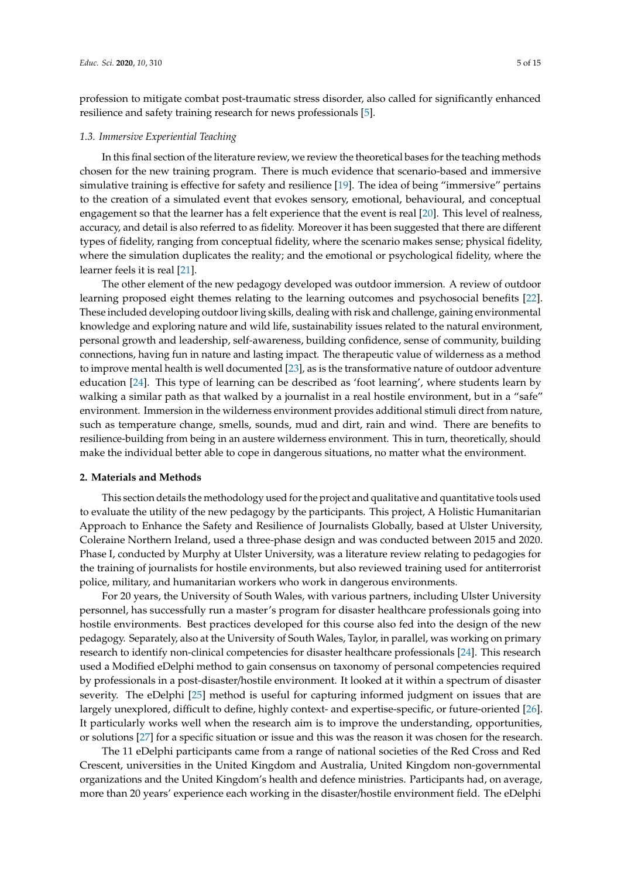profession to mitigate combat post-traumatic stress disorder, also called for significantly enhanced resilience and safety training research for news professionals [5].

### 1.3. Immersive Experiential Teaching

In this final section of the literature review, we review the theoretical bases for the teaching methods chosen for the new training program. There is much evidence that scenario-based and immersive simulative training is effective for safety and resilience [19]. The idea of being "immersive" pertains to the creation of a simulated event that evokes sensory, emotional, behavioural, and conceptual engagement so that the learner has a felt experience that the event is real [20]. This level of realness, accuracy, and detail is also referred to as fidelity. Moreover it has been suggested that there are different types of fidelity, ranging from conceptual fidelity, where the scenario makes sense; physical fidelity, where the simulation duplicates the reality; and the emotional or psychological fidelity, where the learner feels it is real [21].

The other element of the new pedagogy developed was outdoor immersion. A review of outdoor learning proposed eight themes relating to the learning outcomes and psychosocial benefits [22]. These included developing outdoor living skills, dealing with risk and challenge, gaining environmental knowledge and exploring nature and wild life, sustainability issues related to the natural environment, personal growth and leadership, self-awareness, building confidence, sense of community, building connections, having fun in nature and lasting impact. The therapeutic value of wilderness as a method to improve mental health is well documented [23], as is the transformative nature of outdoor adventure education [24]. This type of learning can be described as 'foot learning', where students learn by walking a similar path as that walked by a journalist in a real hostile environment, but in a "safe" environment. Immersion in the wilderness environment provides additional stimuli direct from nature, such as temperature change, smells, sounds, mud and dirt, rain and wind. There are benefits to resilience-building from being in an austere wilderness environment. This in turn, theoretically, should make the individual better able to cope in dangerous situations, no matter what the environment.

## 2. Materials and Methods

This section details the methodology used for the project and qualitative and quantitative tools used to evaluate the utility of the new pedagogy by the participants. This project, A Holistic Humanitarian Approach to Enhance the Safety and Resilience of Journalists Globally, based at Ulster University, Coleraine Northern Ireland, used a three-phase design and was conducted between 2015 and 2020. Phase I, conducted by Murphy at Ulster University, was a literature review relating to pedagogies for the training of journalists for hostile environments, but also reviewed training used for antiterrorist police, military, and humanitarian workers who work in dangerous environments.

For 20 years, the University of South Wales, with various partners, including Ulster University personnel, has successfully run a master's program for disaster healthcare professionals going into hostile environments. Best practices developed for this course also fed into the design of the new pedagogy. Separately, also at the University of South Wales, Taylor, in parallel, was working on primary research to identify non-clinical competencies for disaster healthcare professionals [24]. This research used a Modified eDelphi method to gain consensus on taxonomy of personal competencies required by professionals in a post-disaster/hostile environment. It looked at it within a spectrum of disaster severity. The eDelphi [25] method is useful for capturing informed judgment on issues that are largely unexplored, difficult to define, highly context- and expertise-specific, or future-oriented [26]. It particularly works well when the research aim is to improve the understanding, opportunities, or solutions [27] for a specific situation or issue and this was the reason it was chosen for the research.

The 11 eDelphi participants came from a range of national societies of the Red Cross and Red Crescent, universities in the United Kingdom and Australia, United Kingdom non-governmental organizations and the United Kingdom's health and defence ministries. Participants had, on average, more than 20 years' experience each working in the disaster/hostile environment field. The eDelphi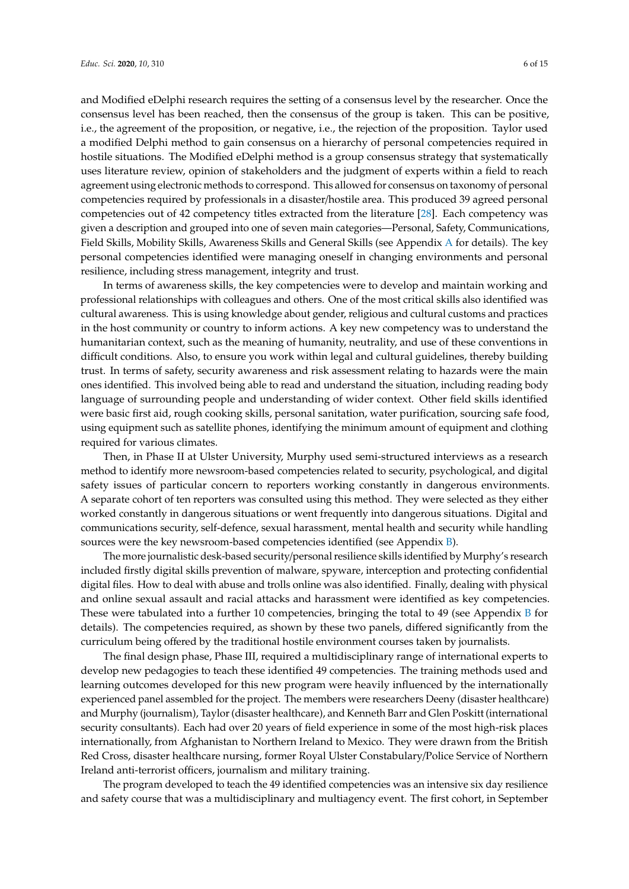and Modified eDelphi research requires the setting of a consensus level by the researcher. Once the consensus level has been reached, then the consensus of the group is taken. This can be positive, i.e., the agreement of the proposition, or negative, i.e., the rejection of the proposition. Taylor used a modified Delphi method to gain consensus on a hierarchy of personal competencies required in hostile situations. The Modified eDelphi method is a group consensus strategy that systematically uses literature review, opinion of stakeholders and the judgment of experts within a field to reach agreement using electronic methods to correspond. This allowed for consensus on taxonomy of personal competencies required by professionals in a disaster/hostile area. This produced 39 agreed personal competencies out of 42 competency titles extracted from the literature [28]. Each competency was given a description and grouped into one of seven main categories—Personal, Safety, Communications, Field Skills, Mobility Skills, Awareness Skills and General Skills (see Appendix A for details). The key personal competencies identified were managing oneself in changing environments and personal resilience, including stress management, integrity and trust.

In terms of awareness skills, the key competencies were to develop and maintain working and professional relationships with colleagues and others. One of the most critical skills also identified was cultural awareness. This is using knowledge about gender, religious and cultural customs and practices in the host community or country to inform actions. A key new competency was to understand the humanitarian context, such as the meaning of humanity, neutrality, and use of these conventions in difficult conditions. Also, to ensure you work within legal and cultural guidelines, thereby building trust. In terms of safety, security awareness and risk assessment relating to hazards were the main ones identified. This involved being able to read and understand the situation, including reading body language of surrounding people and understanding of wider context. Other field skills identified were basic first aid, rough cooking skills, personal sanitation, water purification, sourcing safe food, using equipment such as satellite phones, identifying the minimum amount of equipment and clothing required for various climates.

Then, in Phase II at Ulster University, Murphy used semi-structured interviews as a research method to identify more newsroom-based competencies related to security, psychological, and digital safety issues of particular concern to reporters working constantly in dangerous environments. A separate cohort of ten reporters was consulted using this method. They were selected as they either worked constantly in dangerous situations or went frequently into dangerous situations. Digital and communications security, self-defence, sexual harassment, mental health and security while handling sources were the key newsroom-based competencies identified (see Appendix B).

The more journalistic desk-based security/personal resilience skills identified by Murphy's research included firstly digital skills prevention of malware, spyware, interception and protecting confidential digital files. How to deal with abuse and trolls online was also identified. Finally, dealing with physical and online sexual assault and racial attacks and harassment were identified as key competencies. These were tabulated into a further 10 competencies, bringing the total to 49 (see Appendix B for details). The competencies required, as shown by these two panels, differed significantly from the curriculum being offered by the traditional hostile environment courses taken by journalists.

The final design phase, Phase III, required a multidisciplinary range of international experts to develop new pedagogies to teach these identified 49 competencies. The training methods used and learning outcomes developed for this new program were heavily influenced by the internationally experienced panel assembled for the project. The members were researchers Deeny (disaster healthcare) and Murphy (journalism), Taylor (disaster healthcare), and Kenneth Barr and Glen Poskitt (international security consultants). Each had over 20 years of field experience in some of the most high-risk places internationally, from Afghanistan to Northern Ireland to Mexico. They were drawn from the British Red Cross, disaster healthcare nursing, former Royal Ulster Constabulary/Police Service of Northern Ireland anti-terrorist officers, journalism and military training.

The program developed to teach the 49 identified competencies was an intensive six day resilience and safety course that was a multidisciplinary and multiagency event. The first cohort, in September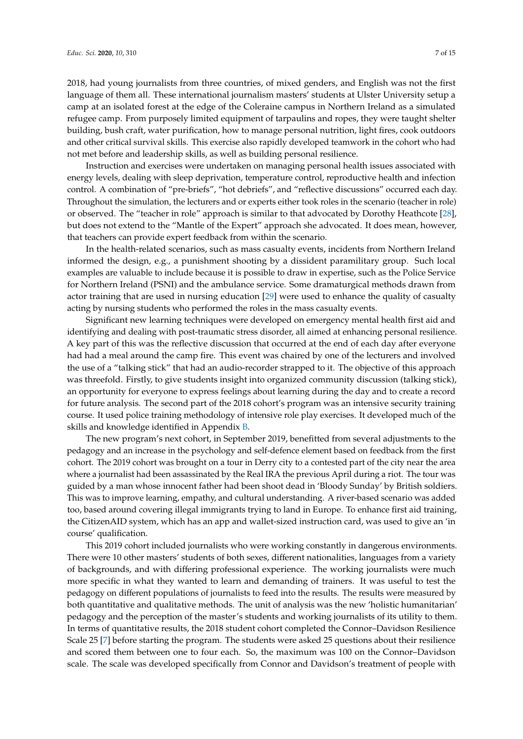2018, had young journalists from three countries, of mixed genders, and English was not the first language of them all. These international journalism masters' students at Ulster University setup a camp at an isolated forest at the edge of the Coleraine campus in Northern Ireland as a simulated refugee camp. From purposely limited equipment of tarpaulins and ropes, they were taught shelter building, bush craft, water purification, how to manage personal nutrition, light fires, cook outdoors and other critical survival skills. This exercise also rapidly developed teamwork in the cohort who had not met before and leadership skills, as well as building personal resilience.

Instruction and exercises were undertaken on managing personal health issues associated with energy levels, dealing with sleep deprivation, temperature control, reproductive health and infection control. A combination of "pre-briefs", "hot debriefs", and "reflective discussions" occurred each day. Throughout the simulation, the lecturers and or experts either took roles in the scenario (teacher in role) or observed. The "teacher in role" approach is similar to that advocated by Dorothy Heathcote [28], but does not extend to the "Mantle of the Expert" approach she advocated. It does mean, however, that teachers can provide expert feedback from within the scenario.

In the health-related scenarios, such as mass casualty events, incidents from Northern Ireland informed the design, e.g., a punishment shooting by a dissident paramilitary group. Such local examples are valuable to include because it is possible to draw in expertise, such as the Police Service for Northern Ireland (PSNI) and the ambulance service. Some dramaturgical methods drawn from actor training that are used in nursing education [29] were used to enhance the quality of casualty acting by nursing students who performed the roles in the mass casualty events.

Significant new learning techniques were developed on emergency mental health first aid and identifying and dealing with post-traumatic stress disorder, all aimed at enhancing personal resilience. A key part of this was the reflective discussion that occurred at the end of each day after everyone had had a meal around the camp fire. This event was chaired by one of the lecturers and involved the use of a "talking stick" that had an audio-recorder strapped to it. The objective of this approach was threefold. Firstly, to give students insight into organized community discussion (talking stick), an opportunity for everyone to express feelings about learning during the day and to create a record for future analysis. The second part of the 2018 cohort's program was an intensive security training course. It used police training methodology of intensive role play exercises. It developed much of the skills and knowledge identified in Appendix B.

The new program's next cohort, in September 2019, benefitted from several adjustments to the pedagogy and an increase in the psychology and self-defence element based on feedback from the first cohort. The 2019 cohort was brought on a tour in Derry city to a contested part of the city near the area where a journalist had been assassinated by the Real IRA the previous April during a riot. The tour was guided by a man whose innocent father had been shoot dead in 'Bloody Sunday' by British soldiers. This was to improve learning, empathy, and cultural understanding. A river-based scenario was added too, based around covering illegal immigrants trying to land in Europe. To enhance first aid training, the CitizenAID system, which has an app and wallet-sized instruction card, was used to give an 'in course' qualification.

This 2019 cohort included journalists who were working constantly in dangerous environments. There were 10 other masters' students of both sexes, different nationalities, languages from a variety of backgrounds, and with differing professional experience. The working journalists were much more specific in what they wanted to learn and demanding of trainers. It was useful to test the pedagogy on different populations of journalists to feed into the results. The results were measured by both quantitative and qualitative methods. The unit of analysis was the new 'holistic humanitarian' pedagogy and the perception of the master's students and working journalists of its utility to them. In terms of quantitative results, the 2018 student cohort completed the Connor–Davidson Resilience Scale 25 [7] before starting the program. The students were asked 25 questions about their resilience and scored them between one to four each. So, the maximum was 100 on the Connor–Davidson scale. The scale was developed specifically from Connor and Davidson's treatment of people with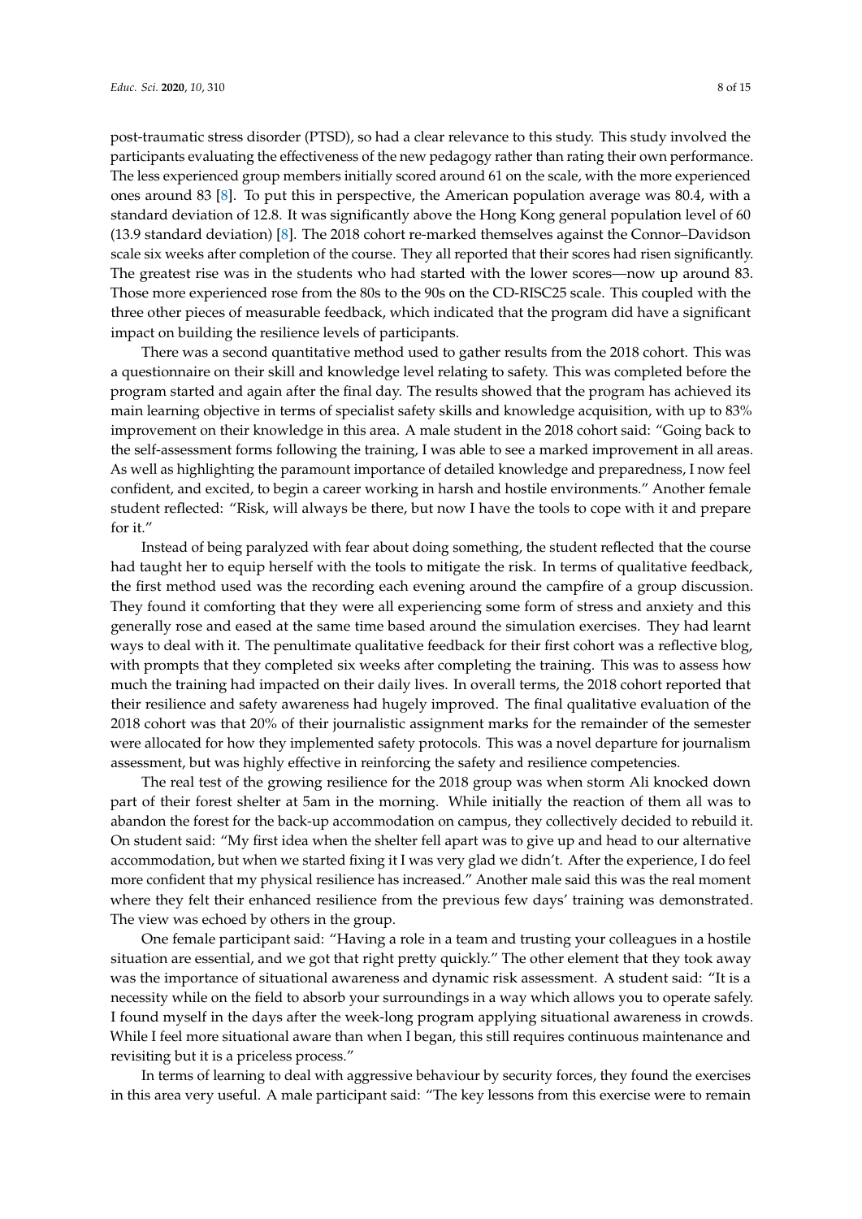post-traumatic stress disorder (PTSD), so had a clear relevance to this study. This study involved the participants evaluating the effectiveness of the new pedagogy rather than rating their own performance. The less experienced group members initially scored around 61 on the scale, with the more experienced ones around 83 [8]. To put this in perspective, the American population average was 80.4, with a standard deviation of 12.8. It was significantly above the Hong Kong general population level of 60 (13.9 standard deviation) [8]. The 2018 cohort re-marked themselves against the Connor–Davidson scale six weeks after completion of the course. They all reported that their scores had risen significantly. The greatest rise was in the students who had started with the lower scores—now up around 83. Those more experienced rose from the 80s to the 90s on the CD-RISC25 scale. This coupled with the three other pieces of measurable feedback, which indicated that the program did have a significant impact on building the resilience levels of participants.

There was a second quantitative method used to gather results from the 2018 cohort. This was a questionnaire on their skill and knowledge level relating to safety. This was completed before the program started and again after the final day. The results showed that the program has achieved its main learning objective in terms of specialist safety skills and knowledge acquisition, with up to 83% improvement on their knowledge in this area. A male student in the 2018 cohort said: "Going back to the self-assessment forms following the training, I was able to see a marked improvement in all areas. As well as highlighting the paramount importance of detailed knowledge and preparedness, I now feel confident, and excited, to begin a career working in harsh and hostile environments." Another female student reflected: "Risk, will always be there, but now I have the tools to cope with it and prepare for it."

Instead of being paralyzed with fear about doing something, the student reflected that the course had taught her to equip herself with the tools to mitigate the risk. In terms of qualitative feedback, the first method used was the recording each evening around the campfire of a group discussion. They found it comforting that they were all experiencing some form of stress and anxiety and this generally rose and eased at the same time based around the simulation exercises. They had learnt ways to deal with it. The penultimate qualitative feedback for their first cohort was a reflective blog, with prompts that they completed six weeks after completing the training. This was to assess how much the training had impacted on their daily lives. In overall terms, the 2018 cohort reported that their resilience and safety awareness had hugely improved. The final qualitative evaluation of the 2018 cohort was that 20% of their journalistic assignment marks for the remainder of the semester were allocated for how they implemented safety protocols. This was a novel departure for journalism assessment, but was highly effective in reinforcing the safety and resilience competencies.

The real test of the growing resilience for the 2018 group was when storm Ali knocked down part of their forest shelter at 5am in the morning. While initially the reaction of them all was to abandon the forest for the back-up accommodation on campus, they collectively decided to rebuild it. On student said: "My first idea when the shelter fell apart was to give up and head to our alternative accommodation, but when we started fixing it I was very glad we didn't. After the experience, I do feel more confident that my physical resilience has increased." Another male said this was the real moment where they felt their enhanced resilience from the previous few days' training was demonstrated. The view was echoed by others in the group.

One female participant said: "Having a role in a team and trusting your colleagues in a hostile situation are essential, and we got that right pretty quickly." The other element that they took away was the importance of situational awareness and dynamic risk assessment. A student said: "It is a necessity while on the field to absorb your surroundings in a way which allows you to operate safely. I found myself in the days after the week-long program applying situational awareness in crowds. While I feel more situational aware than when I began, this still requires continuous maintenance and revisiting but it is a priceless process."

In terms of learning to deal with aggressive behaviour by security forces, they found the exercises in this area very useful. A male participant said: "The key lessons from this exercise were to remain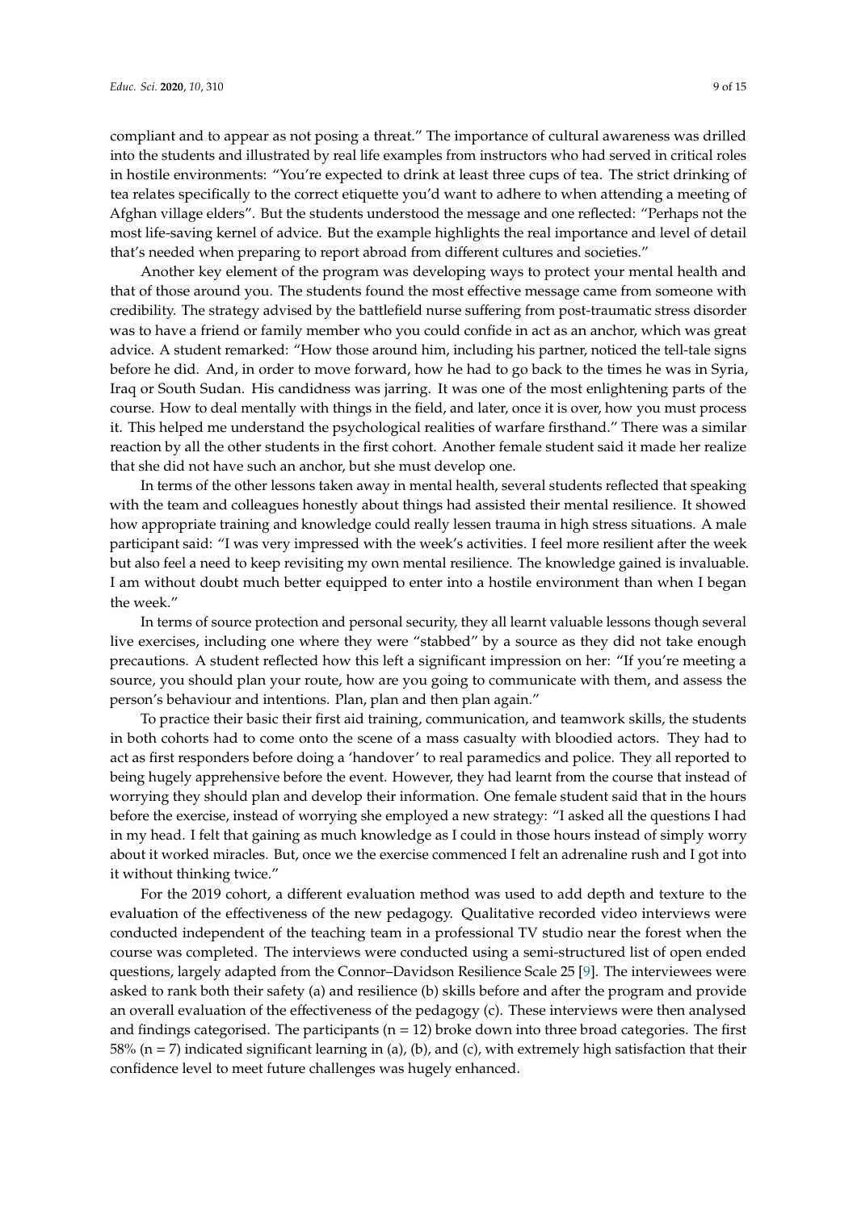compliant and to appear as not posing a threat." The importance of cultural awareness was drilled into the students and illustrated by real life examples from instructors who had served in critical roles in hostile environments: "You're expected to drink at least three cups of tea. The strict drinking of tea relates specifically to the correct etiquette you'd want to adhere to when attending a meeting of Afghan village elders". But the students understood the message and one reflected: "Perhaps not the most life-saving kernel of advice. But the example highlights the real importance and level of detail that's needed when preparing to report abroad from different cultures and societies."

Another key element of the program was developing ways to protect your mental health and that of those around you. The students found the most effective message came from someone with credibility. The strategy advised by the battlefield nurse suffering from post-traumatic stress disorder was to have a friend or family member who you could confide in act as an anchor, which was great advice. A student remarked: "How those around him, including his partner, noticed the tell-tale signs before he did. And, in order to move forward, how he had to go back to the times he was in Syria, Iraq or South Sudan. His candidness was jarring. It was one of the most enlightening parts of the course. How to deal mentally with things in the field, and later, once it is over, how you must process it. This helped me understand the psychological realities of warfare firsthand." There was a similar reaction by all the other students in the first cohort. Another female student said it made her realize that she did not have such an anchor, but she must develop one.

In terms of the other lessons taken away in mental health, several students reflected that speaking with the team and colleagues honestly about things had assisted their mental resilience. It showed how appropriate training and knowledge could really lessen trauma in high stress situations. A male participant said: "I was very impressed with the week's activities. I feel more resilient after the week but also feel a need to keep revisiting my own mental resilience. The knowledge gained is invaluable. I am without doubt much better equipped to enter into a hostile environment than when I began the week."

In terms of source protection and personal security, they all learnt valuable lessons though several live exercises, including one where they were "stabbed" by a source as they did not take enough precautions. A student reflected how this left a significant impression on her: "If you're meeting a source, you should plan your route, how are you going to communicate with them, and assess the person's behaviour and intentions. Plan, plan and then plan again."

To practice their basic their first aid training, communication, and teamwork skills, the students in both cohorts had to come onto the scene of a mass casualty with bloodied actors. They had to act as first responders before doing a 'handover' to real paramedics and police. They all reported to being hugely apprehensive before the event. However, they had learnt from the course that instead of worrying they should plan and develop their information. One female student said that in the hours before the exercise, instead of worrying she employed a new strategy: "I asked all the questions I had in my head. I felt that gaining as much knowledge as I could in those hours instead of simply worry about it worked miracles. But, once we the exercise commenced I felt an adrenaline rush and I got into it without thinking twice."

For the 2019 cohort, a different evaluation method was used to add depth and texture to the evaluation of the effectiveness of the new pedagogy. Qualitative recorded video interviews were conducted independent of the teaching team in a professional TV studio near the forest when the course was completed. The interviews were conducted using a semi-structured list of open ended questions, largely adapted from the Connor–Davidson Resilience Scale 25 [9]. The interviewees were asked to rank both their safety (a) and resilience (b) skills before and after the program and provide an overall evaluation of the effectiveness of the pedagogy (c). These interviews were then analysed and findings categorised. The participants (n = 12) broke down into three broad categories. The first 58% (n = 7) indicated significant learning in (a), (b), and (c), with extremely high satisfaction that their confidence level to meet future challenges was hugely enhanced.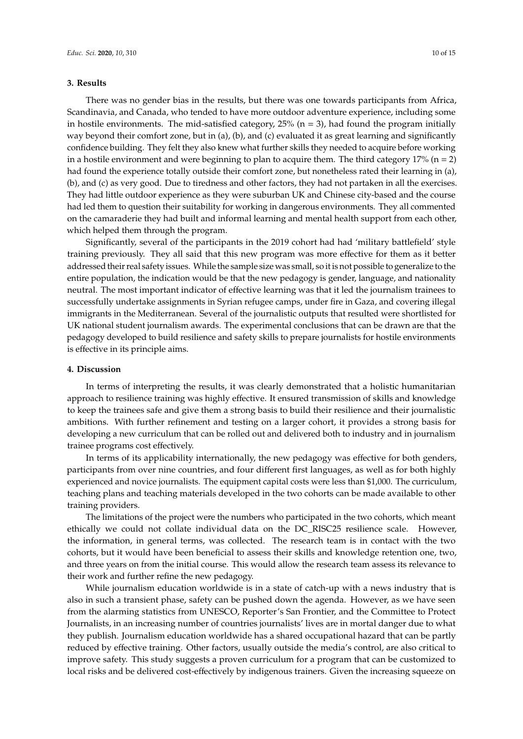## 3. Results

There was no gender bias in the results, but there was one towards participants from Africa, Scandinavia, and Canada, who tended to have more outdoor adventure experience, including some in hostile environments. The mid-satisfied category, 25% (n = 3), had found the program initially way beyond their comfort zone, but in (a), (b), and (c) evaluated it as great learning and significantly confidence building. They felt they also knew what further skills they needed to acquire before working in a hostile environment and were beginning to plan to acquire them. The third category 17% (n = 2) had found the experience totally outside their comfort zone, but nonetheless rated their learning in (a), (b), and (c) as very good. Due to tiredness and other factors, they had not partaken in all the exercises. They had little outdoor experience as they were suburban UK and Chinese city-based and the course had led them to question their suitability for working in dangerous environments. They all commented on the camaraderie they had built and informal learning and mental health support from each other, which helped them through the program.

Significantly, several of the participants in the 2019 cohort had had 'military battlefield' style training previously. They all said that this new program was more effective for them as it better addressed their real safety issues. While the sample size was small, so it is not possible to generalize to the entire population, the indication would be that the new pedagogy is gender, language, and nationality neutral. The most important indicator of effective learning was that it led the journalism trainees to successfully undertake assignments in Syrian refugee camps, under fire in Gaza, and covering illegal immigrants in the Mediterranean. Several of the journalistic outputs that resulted were shortlisted for UK national student journalism awards. The experimental conclusions that can be drawn are that the pedagogy developed to build resilience and safety skills to prepare journalists for hostile environments is effective in its principle aims.

## 4. Discussion

In terms of interpreting the results, it was clearly demonstrated that a holistic humanitarian approach to resilience training was highly effective. It ensured transmission of skills and knowledge to keep the trainees safe and give them a strong basis to build their resilience and their journalistic ambitions. With further refinement and testing on a larger cohort, it provides a strong basis for developing a new curriculum that can be rolled out and delivered both to industry and in journalism trainee programs cost effectively.

In terms of its applicability internationally, the new pedagogy was effective for both genders, participants from over nine countries, and four different first languages, as well as for both highly experienced and novice journalists. The equipment capital costs were less than $1,000. The curriculum, teaching plans and teaching materials developed in the two cohorts can be made available to other training providers.

The limitations of the project were the numbers who participated in the two cohorts, which meant ethically we could not collate individual data on the DC_RISC25 resilience scale. However, the information, in general terms, was collected. The research team is in contact with the two cohorts, but it would have been beneficial to assess their skills and knowledge retention one, two, and three years on from the initial course. This would allow the research team assess its relevance to their work and further refine the new pedagogy.

While journalism education worldwide is in a state of catch-up with a news industry that is also in such a transient phase, safety can be pushed down the agenda. However, as we have seen from the alarming statistics from UNESCO, Reporter's San Frontier, and the Committee to Protect Journalists, in an increasing number of countries journalists' lives are in mortal danger due to what they publish. Journalism education worldwide has a shared occupational hazard that can be partly reduced by effective training. Other factors, usually outside the media's control, are also critical to improve safety. This study suggests a proven curriculum for a program that can be customized to local risks and be delivered cost-effectively by indigenous trainers. Given the increasing squeeze on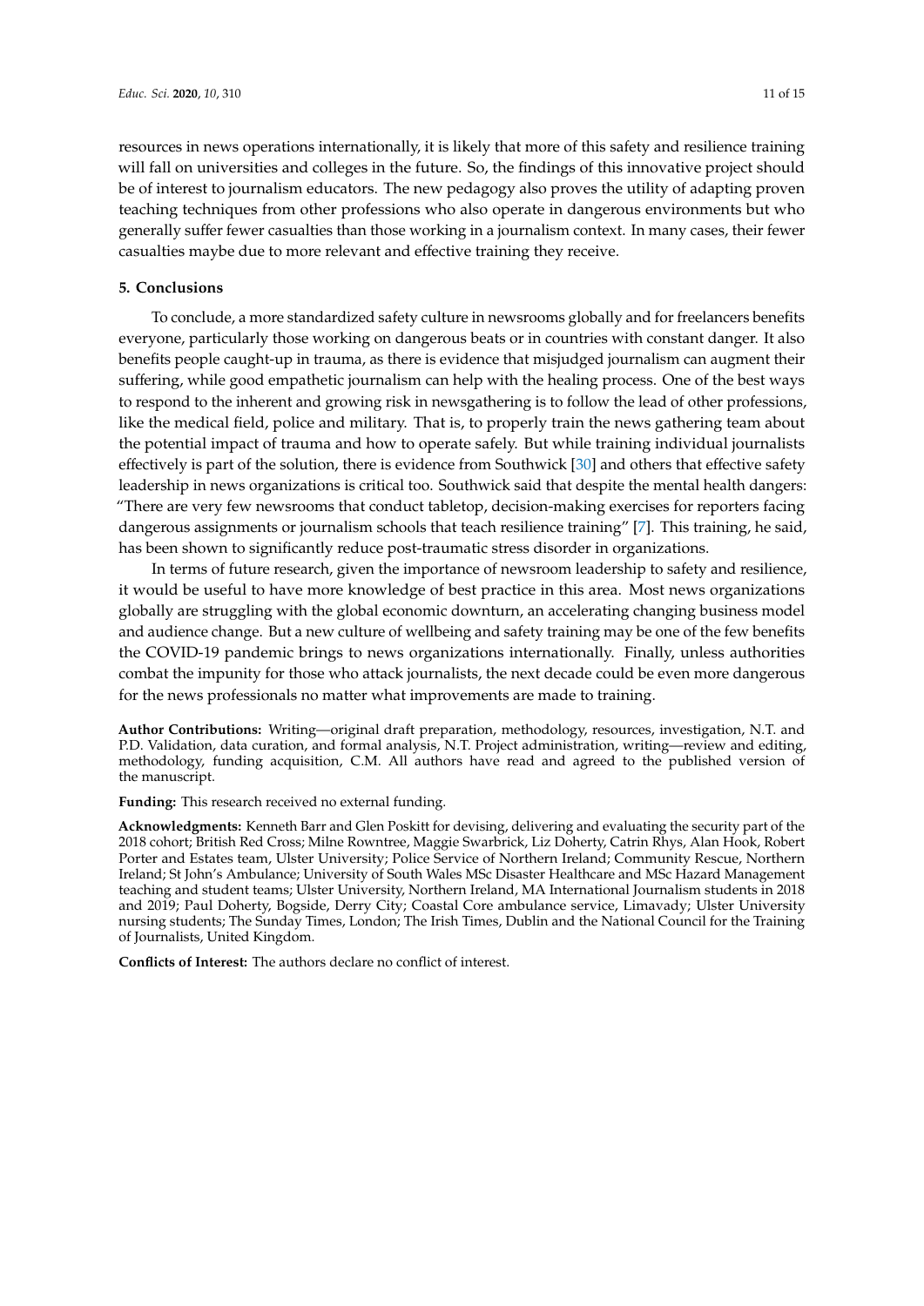resources in news operations internationally, it is likely that more of this safety and resilience training will fall on universities and colleges in the future. So, the findings of this innovative project should be of interest to journalism educators. The new pedagogy also proves the utility of adapting proven teaching techniques from other professions who also operate in dangerous environments but who generally suffer fewer casualties than those working in a journalism context. In many cases, their fewer casualties maybe due to more relevant and effective training they receive.

## 5. Conclusions

To conclude, a more standardized safety culture in newsrooms globally and for freelancers benefits everyone, particularly those working on dangerous beats or in countries with constant danger. It also benefits people caught-up in trauma, as there is evidence that misjudged journalism can augment their suffering, while good empathetic journalism can help with the healing process. One of the best ways to respond to the inherent and growing risk in newsgathering is to follow the lead of other professions, like the medical field, police and military. That is, to properly train the news gathering team about the potential impact of trauma and how to operate safely. But while training individual journalists effectively is part of the solution, there is evidence from Southwick [30] and others that effective safety leadership in news organizations is critical too. Southwick said that despite the mental health dangers: "There are very few newsrooms that conduct tabletop, decision-making exercises for reporters facing dangerous assignments or journalism schools that teach resilience training" [7]. This training, he said, has been shown to significantly reduce post-traumatic stress disorder in organizations.

In terms of future research, given the importance of newsroom leadership to safety and resilience, it would be useful to have more knowledge of best practice in this area. Most news organizations globally are struggling with the global economic downturn, an accelerating changing business model and audience change. But a new culture of wellbeing and safety training may be one of the few benefits the COVID-19 pandemic brings to news organizations internationally. Finally, unless authorities combat the impunity for those who attack journalists, the next decade could be even more dangerous for the news professionals no matter what improvements are made to training.

**Author Contributions:** Writing—original draft preparation, methodology, resources, investigation, N.T. and P.D. Validation, data curation, and formal analysis, N.T. Project administration, writing—review and editing, methodology, funding acquisition, C.M. All authors have read and agreed to the published version of the manuscript.

**Funding:** This research received no external funding.

**Acknowledgments:** Kenneth Barr and Glen Poskitt for devising, delivering and evaluating the security part of the 2018 cohort; British Red Cross; Milne Rowntree, Maggie Swarbrick, Liz Doherty, Catrin Rhys, Alan Hook, Robert Porter and Estates team, Ulster University; Police Service of Northern Ireland; Community Rescue, Northern Ireland; St John's Ambulance; University of South Wales MSc Disaster Healthcare and MSc Hazard Management teaching and student teams; Ulster University, Northern Ireland, MA International Journalism students in 2018 and 2019; Paul Doherty, Bogside, Derry City; Coastal Core ambulance service, Limavady; Ulster University nursing students; The Sunday Times, London; The Irish Times, Dublin and the National Council for the Training of Journalists, United Kingdom.

**Conflicts of Interest:** The authors declare no conflict of interest.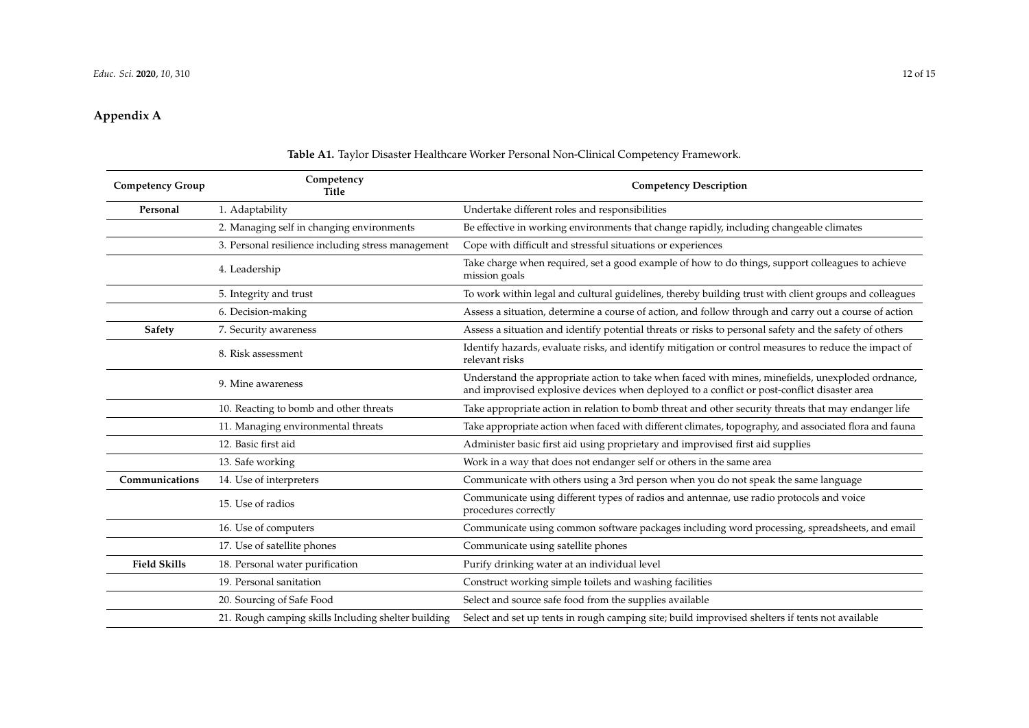## Appendix A

**Table A1.** Taylor Disaster Healthcare Worker Personal Non-Clinical Competency Framework.

| Competency Group | Competency Title | Competency Description |
|---|---|---|
| **Personal** | 1. Adaptability | Undertake different roles and responsibilities |
| | 2. Managing self in changing environments | Be effective in working environments that change rapidly, including changeable climates |
| | 3. Personal resilience including stress management | Cope with difficult and stressful situations or experiences |
| | 4. Leadership | Take charge when required, set a good example of how to do things, support colleagues to achieve mission goals |
| | 5. Integrity and trust | To work within legal and cultural guidelines, thereby building trust with client groups and colleagues |
| | 6. Decision-making | Assess a situation, determine a course of action, and follow through and carry out a course of action |
| **Safety** | 7. Security awareness | Assess a situation and identify potential threats or risks to personal safety and the safety of others |
| | 8. Risk assessment | Identify hazards, evaluate risks, and identify mitigation or control measures to reduce the impact of relevant risks |
| | 9. Mine awareness | Understand the appropriate action to take when faced with mines, minefields, unexploded ordnance, and improvised explosive devices when deployed to a conflict or post-conflict disaster area |
| | 10. Reacting to bomb and other threats | Take appropriate action in relation to bomb threat and other security threats that may endanger life |
| | 11. Managing environmental threats | Take appropriate action when faced with different climates, topography, and associated flora and fauna |
| | 12. Basic first aid | Administer basic first aid using proprietary and improvised first aid supplies |
| | 13. Safe working | Work in a way that does not endanger self or others in the same area |
| **Communications** | 14. Use of interpreters | Communicate with others using a 3rd person when you do not speak the same language |
| | 15. Use of radios | Communicate using different types of radios and antennae, use radio protocols and voice procedures correctly |
| | 16. Use of computers | Communicate using common software packages including word processing, spreadsheets, and email |
| | 17. Use of satellite phones | Communicate using satellite phones |
| **Field Skills** | 18. Personal water purification | Purify drinking water at an individual level |
| | 19. Personal sanitation | Construct working simple toilets and washing facilities |
| | 20. Sourcing of Safe Food | Select and source safe food from the supplies available |
| | 21. Rough camping skills Including shelter building | Select and set up tents in rough camping site; build improvised shelters if tents not available |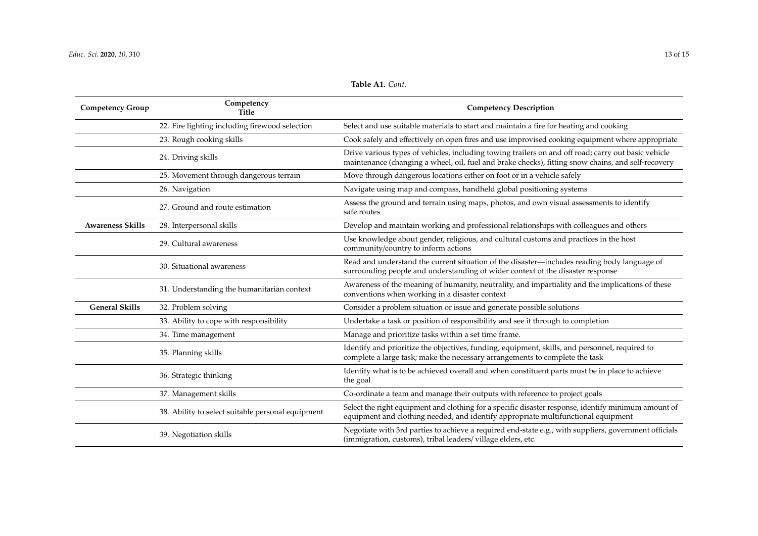**Table A1.** *Cont.*

| Competency Group | Competency Title | Competency Description |
|---|---|---|
| | 22. Fire lighting including firewood selection | Select and use suitable materials to start and maintain a fire for heating and cooking |
| | 23. Rough cooking skills | Cook safely and effectively on open fires and use improvised cooking equipment where appropriate |
| | 24. Driving skills | Drive various types of vehicles, including towing trailers on and off road; carry out basic vehicle maintenance (changing a wheel, oil, fuel and brake checks), fitting snow chains, and self-recovery |
| | 25. Movement through dangerous terrain | Move through dangerous locations either on foot or in a vehicle safely |
| | 26. Navigation | Navigate using map and compass, handheld global positioning systems |
| | 27. Ground and route estimation | Assess the ground and terrain using maps, photos, and own visual assessments to identify safe routes |
| **Awareness Skills** | 28. Interpersonal skills | Develop and maintain working and professional relationships with colleagues and others |
| | 29. Cultural awareness | Use knowledge about gender, religious, and cultural customs and practices in the host community/country to inform actions |
| | 30. Situational awareness | Read and understand the current situation of the disaster—includes reading body language of surrounding people and understanding of wider context of the disaster response |
| | 31. Understanding the humanitarian context | Awareness of the meaning of humanity, neutrality, and impartiality and the implications of these conventions when working in a disaster context |
| **General Skills** | 32. Problem solving | Consider a problem situation or issue and generate possible solutions |
| | 33. Ability to cope with responsibility | Undertake a task or position of responsibility and see it through to completion |
| | 34. Time management | Manage and prioritize tasks within a set time frame. |
| | 35. Planning skills | Identify and prioritize the objectives, funding, equipment, skills, and personnel, required to complete a large task; make the necessary arrangements to complete the task |
| | 36. Strategic thinking | Identify what is to be achieved overall and when constituent parts must be in place to achieve the goal |
| | 37. Management skills | Co-ordinate a team and manage their outputs with reference to project goals |
| | 38. Ability to select suitable personal equipment | Select the right equipment and clothing for a specific disaster response, identify minimum amount of equipment and clothing needed, and identify appropriate multifunctional equipment |
| | 39. Negotiation skills | Negotiate with 3rd parties to achieve a required end-state e.g., with suppliers, government officials (immigration, customs), tribal leaders/ village elders, etc. |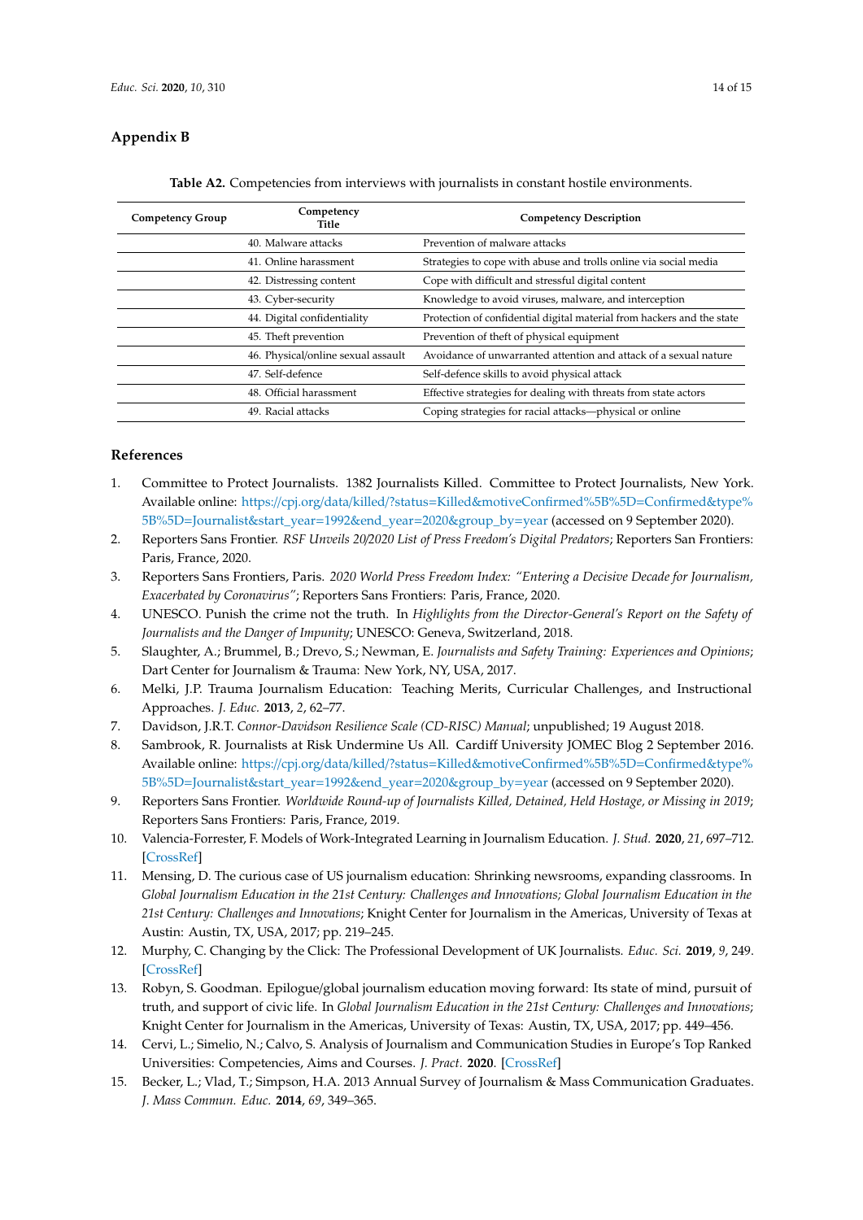## Appendix B

**Table A2.** Competencies from interviews with journalists in constant hostile environments.

| Competency Group | Competency Title | Competency Description |
|---|---|---|
| | 40. Malware attacks | Prevention of malware attacks |
| | 41. Online harassment | Strategies to cope with abuse and trolls online via social media |
| | 42. Distressing content | Cope with difficult and stressful digital content |
| | 43. Cyber-security | Knowledge to avoid viruses, malware, and interception |
| | 44. Digital confidentiality | Protection of confidential digital material from hackers and the state |
| | 45. Theft prevention | Prevention of theft of physical equipment |
| | 46. Physical/online sexual assault | Avoidance of unwarranted attention and attack of a sexual nature |
| | 47. Self-defence | Self-defence skills to avoid physical attack |
| | 48. Official harassment | Effective strategies for dealing with threats from state actors |
| | 49. Racial attacks | Coping strategies for racial attacks—physical or online |

## References

1. Committee to Protect Journalists. 1382 Journalists Killed. Committee to Protect Journalists, New York. Available online: https://cpj.org/data/killed/?status=Killed&motiveConfirmed%5B%5D=Confirmed&type%5B%5D=Journalist&start_year=1992&end_year=2020&group_by=year (accessed on 9 September 2020).
2. Reporters Sans Frontier. *RSF Unveils 20/2020 List of Press Freedom's Digital Predators*; Reporters San Frontiers: Paris, France, 2020.
3. Reporters Sans Frontiers, Paris. *2020 World Press Freedom Index: "Entering a Decisive Decade for Journalism, Exacerbated by Coronavirus"*; Reporters Sans Frontiers: Paris, France, 2020.
4. UNESCO. Punish the crime not the truth. In *Highlights from the Director-General's Report on the Safety of Journalists and the Danger of Impunity*; UNESCO: Geneva, Switzerland, 2018.
5. Slaughter, A.; Brummel, B.; Drevo, S.; Newman, E. *Journalists and Safety Training: Experiences and Opinions*; Dart Center for Journalism & Trauma: New York, NY, USA, 2017.
6. Melki, J.P. Trauma Journalism Education: Teaching Merits, Curricular Challenges, and Instructional Approaches. *J. Educ.* **2013**, *2*, 62–77.
7. Davidson, J.R.T. *Connor-Davidson Resilience Scale (CD-RISC) Manual*; unpublished; 19 August 2018.
8. Sambrook, R. Journalists at Risk Undermine Us All. Cardiff University JOMEC Blog 2 September 2016. Available online: https://cpj.org/data/killed/?status=Killed&motiveConfirmed%5B%5D=Confirmed&type%5B%5D=Journalist&start_year=1992&end_year=2020&group_by=year (accessed on 9 September 2020).
9. Reporters Sans Frontier. *Worldwide Round-up of Journalists Killed, Detained, Held Hostage, or Missing in 2019*; Reporters Sans Frontiers: Paris, France, 2019.
10. Valencia-Forrester, F. Models of Work-Integrated Learning in Journalism Education. *J. Stud.* **2020**, *21*, 697–712. [CrossRef]
11. Mensing, D. The curious case of US journalism education: Shrinking newsrooms, expanding classrooms. In *Global Journalism Education in the 21st Century: Challenges and Innovations; Global Journalism Education in the 21st Century: Challenges and Innovations*; Knight Center for Journalism in the Americas, University of Texas at Austin: Austin, TX, USA, 2017; pp. 219–245.
12. Murphy, C. Changing by the Click: The Professional Development of UK Journalists. *Educ. Sci.* **2019**, *9*, 249. [CrossRef]
13. Robyn, S. Goodman. Epilogue/global journalism education moving forward: Its state of mind, pursuit of truth, and support of civic life. In *Global Journalism Education in the 21st Century: Challenges and Innovations*; Knight Center for Journalism in the Americas, University of Texas: Austin, TX, USA, 2017; pp. 449–456.
14. Cervi, L.; Simelio, N.; Calvo, S. Analysis of Journalism and Communication Studies in Europe's Top Ranked Universities: Competencies, Aims and Courses. *J. Pract.* **2020**. [CrossRef]
15. Becker, L.; Vlad, T.; Simpson, H.A. 2013 Annual Survey of Journalism & Mass Communication Graduates. *J. Mass Commun. Educ.* **2014**, *69*, 349–365.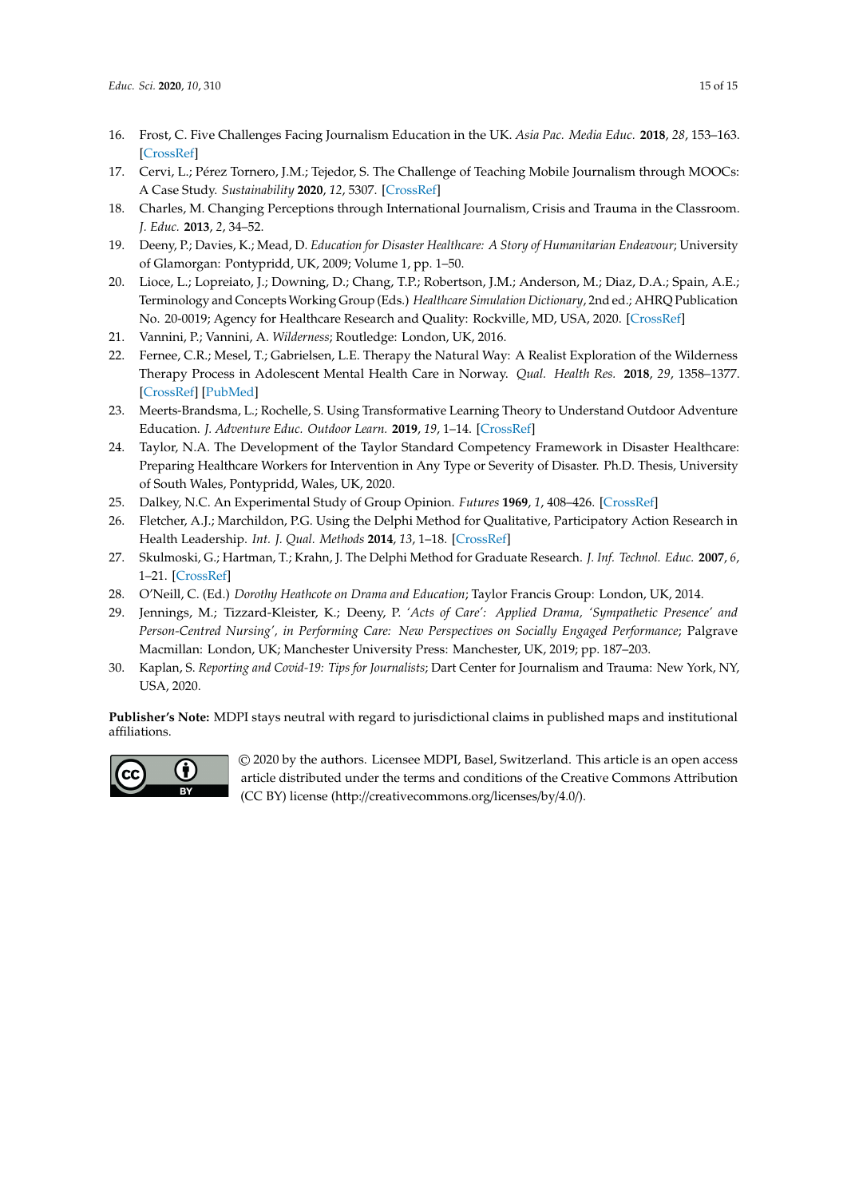16. Frost, C. Five Challenges Facing Journalism Education in the UK. *Asia Pac. Media Educ.* **2018**, *28*, 153–163. [CrossRef]
17. Cervi, L.; Pérez Tornero, J.M.; Tejedor, S. The Challenge of Teaching Mobile Journalism through MOOCs: A Case Study. *Sustainability* **2020**, *12*, 5307. [CrossRef]
18. Charles, M. Changing Perceptions through International Journalism, Crisis and Trauma in the Classroom. *J. Educ.* **2013**, *2*, 34–52.
19. Deeny, P.; Davies, K.; Mead, D. *Education for Disaster Healthcare: A Story of Humanitarian Endeavour*; University of Glamorgan: Pontypridd, UK, 2009; Volume 1, pp. 1–50.
20. Lioce, L.; Lopreiato, J.; Downing, D.; Chang, T.P.; Robertson, J.M.; Anderson, M.; Diaz, D.A.; Spain, A.E.; Terminology and Concepts Working Group (Eds.) *Healthcare Simulation Dictionary*, 2nd ed.; AHRQ Publication No. 20-0019; Agency for Healthcare Research and Quality: Rockville, MD, USA, 2020. [CrossRef]
21. Vannini, P.; Vannini, A. *Wilderness*; Routledge: London, UK, 2016.
22. Fernee, C.R.; Mesel, T.; Gabrielsen, L.E. Therapy the Natural Way: A Realist Exploration of the Wilderness Therapy Process in Adolescent Mental Health Care in Norway. *Qual. Health Res.* **2018**, *29*, 1358–1377. [CrossRef] [PubMed]
23. Meerts-Brandsma, L.; Rochelle, S. Using Transformative Learning Theory to Understand Outdoor Adventure Education. *J. Adventure Educ. Outdoor Learn.* **2019**, *19*, 1–14. [CrossRef]
24. Taylor, N.A. The Development of the Taylor Standard Competency Framework in Disaster Healthcare: Preparing Healthcare Workers for Intervention in Any Type or Severity of Disaster. Ph.D. Thesis, University of South Wales, Pontypridd, Wales, UK, 2020.
25. Dalkey, N.C. An Experimental Study of Group Opinion. *Futures* **1969**, *1*, 408–426. [CrossRef]
26. Fletcher, A.J.; Marchildon, P.G. Using the Delphi Method for Qualitative, Participatory Action Research in Health Leadership. *Int. J. Qual. Methods* **2014**, *13*, 1–18. [CrossRef]
27. Skulmoski, G.; Hartman, T.; Krahn, J. The Delphi Method for Graduate Research. *J. Inf. Technol. Educ.* **2007**, *6*, 1–21. [CrossRef]
28. O'Neill, C. (Ed.) *Dorothy Heathcote on Drama and Education*; Taylor Francis Group: London, UK, 2014.
29. Jennings, M.; Tizzard-Kleister, K.; Deeny, P. *'Acts of Care': Applied Drama, 'Sympathetic Presence' and Person-Centred Nursing', in Performing Care: New Perspectives on Socially Engaged Performance*; Palgrave Macmillan: London, UK; Manchester University Press: Manchester, UK, 2019; pp. 187–203.
30. Kaplan, S. *Reporting and Covid-19: Tips for Journalists*; Dart Center for Journalism and Trauma: New York, NY, USA, 2020.

**Publisher's Note:** MDPI stays neutral with regard to jurisdictional claims in published maps and institutional affiliations.

© 2020 by the authors. Licensee MDPI, Basel, Switzerland. This article is an open access article distributed under the terms and conditions of the Creative Commons Attribution (CC BY) license (http://creativecommons.org/licenses/by/4.0/).